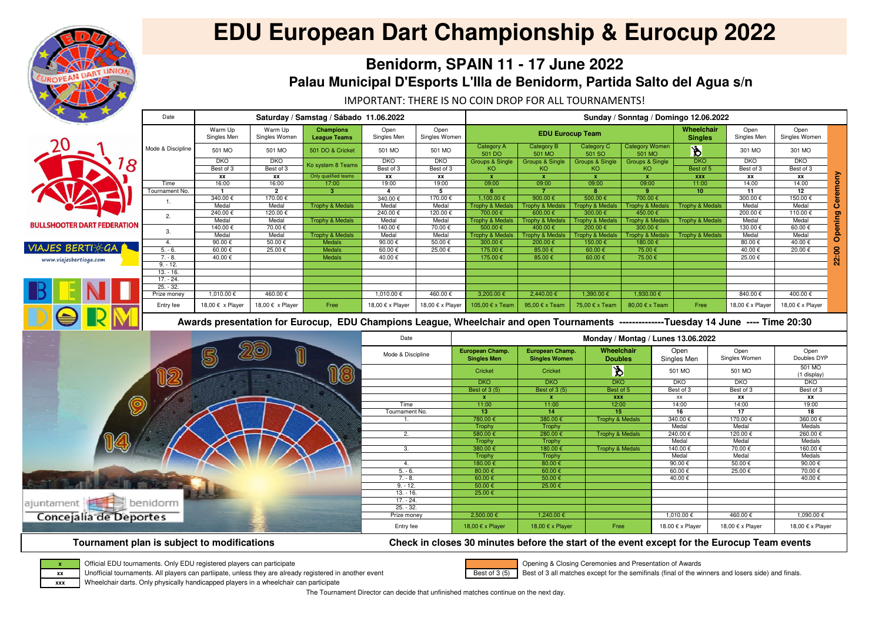# EDU European Dart Championship & Eurocup 2022

## Benidorm, SPAIN 11 - 17 June 2022

### Palau Municipal D'Esports L'Illa de Benidorm, Partida Salto del Agua s/n

IMPORTANT: THERE IS NO COIN DROP FOR ALL TOURNAMENTS!

| Date | Saturday / Samstag / Sábado 11.06.2022 | | | | | Sunday / Sonntag / Domingo 12.06.2022 | | | | | | | |
|---|---|---|---|---|---|---|---|---|---|---|---|---|---|
| Mode & Discipline | Warm Up Singles Men | Warm Up Singles Women | **Champions League Teams** | Open Singles Men | Open Singles Women | **EDU Eurocup Team** | | | | **Wheelchair Singles** | Open Singles Men | Open Singles Women | 22:00 Opening Ceremony |
| | 501 MO | 501 MO | 501 DO & Cricket | 501 MO | 501 MO | Category A 501 DO | Category B 501 MO | Category C 501 SO | Category Women 501 MO | | 301 MO | 301 MO | |
| | DKO | DKO | Ko system 8 Teams | DKO | DKO | Groups & Single KO | Groups & Single KO | Groups & Single KO | Groups & Single KO | DKO | DKO | DKO | |
| | Best of 3 | Best of 3 | | Best of 3 | Best of 3 | | | | | Best of 5 | Best of 3 | Best of 3 | |
| | xx | xx | Only qualified teams | xx | xx | x | x | x | x | xxx | xx | xx | |
| Time | 16:00 | 16:00 | 17:00 | 19:00 | 19:00 | 09:00 | 09:00 | 09:00 | 09:00 | 11:00 | 14.00 | 14.00 | |
| Tournament No. | 1 | 2 | 3 | 4 | 5 | 6 | 7 | 8 | 9 | 10 | 11 | 12 | |
| 1. | 340.00 € | 170.00 € | | 340.00 € | 170.00 € | 1,100.00 € | 900.00 € | 500.00 € | 700.00 € | | 300.00 € | 150.00 € | |
| | Medal | Medal | Trophy & Medals | Medal | Medal | Trophy & Medals | Trophy & Medals | Trophy & Medals | Trophy & Medals | Trophy & Medals | Medal | Medal | |
| 2. | 240.00 € | 120.00 € | | 240.00 € | 120.00 € | 700.00 € | 600.00 € | 300.00 € | 450.00 € | | 200.00 € | 110.00 € | |
| | Medal | Medal | Trophy & Medals | Medal | Medal | Trophy & Medals | Trophy & Medals | Trophy & Medals | Trophy & Medals | Trophy & Medals | Medal | Medal | |
| 3. | 140.00 € | 70.00 € | | 140.00 € | 70.00 € | 500.00 € | 400.00 € | 200.00 € | 300.00 € | | 130.00 € | 60.00 € | |
| | Medal | Medal | Trophy & Medals | Medal | Medal | Trophy & Medals | Trophy & Medals | Trophy & Medals | Trophy & Medals | Trophy & Medals | Medal | Medal | |
| 4. | 90.00 € | 50.00 € | Medals | 90.00 € | 50.00 € | 300.00 € | 200.00 € | 150.00 € | 180.00 € | | 80.00 € | 40.00 € | |
| 5. - 6. | 60.00 € | 25.00 € | Medals | 60.00 € | 25.00 € | 175.00 € | 85.00 € | 60.00 € | 75.00 € | | 40.00 € | 20.00 € | |
| 7. - 8. | 40.00 € | | Medals | 40.00 € | | 175.00 € | 85.00 € | 60.00 € | 75.00 € | | 25.00 € | | |
| 9. - 12. | | | | | | | | | | | | | |
| 13. - 16. | | | | | | | | | | | | | |
| 17. - 24. | | | | | | | | | | | | | |
| 25. - 32. | | | | | | | | | | | | | |
| Prize money | 1,010.00 € | 460.00 € | | 1,010.00 € | 460.00 € | 3,200.00 € | 2,440.00 € | 1,390.00 € | 1,930.00 € | | 840.00 € | 400.00 € | |
| Entry fee | 18,00 € x Player | 18,00 € x Player | Free | 18,00 € x Player | 18,00 € x Player | 105,00 € x Team | 95,00 € x Team | 75,00 € x Team | 80,00 € x Team | Free | 18,00 € x Player | 18,00 € x Player | |

**Awards presentation for Eurocup, EDU Champions League, Wheelchair and open Tournaments --------------Tuesday 14 June ---- Time 20:30**

| Date | Monday / Montag / Lunes 13.06.2022 | | | | | |
|---|---|---|---|---|---|---|
| Mode & Discipline | **European Champ. Singles Men** | **European Champ. Singles Women** | **Wheelchair Doubles** | Open Singles Men | Open Singles Women | Open Doubles DYP |
| | Cricket | Cricket | | 501 MO | 501 MO | 501 MO (1 display) |
| | DKO | DKO | DKO | DKO | DKO | DKO |
| | Best of 3 (5) | Best of 3 (5) | Best of 5 | Best of 3 | Best of 3 | Best of 3 |
| | x | x | xxx | xx | xx | xx |
| Time | 11:00 | 11:00 | 12:00 | 14:00 | 14:00 | 19:00 |
| Tournament No. | 13 | 14 | 15 | 16 | 17 | 18 |
| 1. | 780.00 € | 380.00 € | Trophy & Medals | 340.00 € | 170.00 € | 360.00 € |
| | Trophy | Trophy | | Medal | Medal | Medals |
| 2. | 580.00 € | 280.00 € | Trophy & Medals | 240.00 € | 120.00 € | 260.00 € |
| | Trophy | Trophy | | Medal | Medal | Medals |
| 3. | 380.00 € | 180.00 € | Trophy & Medals | 140.00 € | 70.00 € | 160.00 € |
| | Trophy | Trophy | | Medal | Medal | Medals |
| 4. | 180.00 € | 80.00 € | | 90.00 € | 50.00 € | 90.00 € |
| 5. - 6. | 80.00 € | 60.00 € | | 60.00 € | 25.00 € | 70.00 € |
| 7. - 8. | 60.00 € | 50.00 € | | 40.00 € | | 40.00 € |
| 9. - 12. | 50.00 € | 25.00 € | | | | |
| 13. - 16. | 25.00 € | | | | | |
| 17. - 24. | | | | | | |
| 25. - 32. | | | | | | |
| Prize money | 2,500.00 € | 1,240.00 € | | 1,010.00 € | 460.00 € | 1,090.00 € |
| Entry fee | 18,00 € x Player | 18,00 € x Player | Free | 18.00 € x Player | 18,00 € x Player | 18,00 € x Player |

**Tournament plan is subject to modifications**

**Check in closes 30 minutes before the start of the event except for the Eurocup Team events**

- **x** – Official EDU tournaments. Only EDU registered players can participate
- **xx** – Unofficial tournaments. All players can partiipate, unless they are already registered in another event
- **xxx** – Wheelchair darts. Only physically handicapped players in a wheelchair can participate
- (orange) – Opening & Closing Ceremonies and Presentation of Awards
- Best of 3 (5) – Best of 3 all matches except for the semifinals (final of the winners and losers side) and finals.

The Tournament Director can decide that unfinished matches continue on the next day.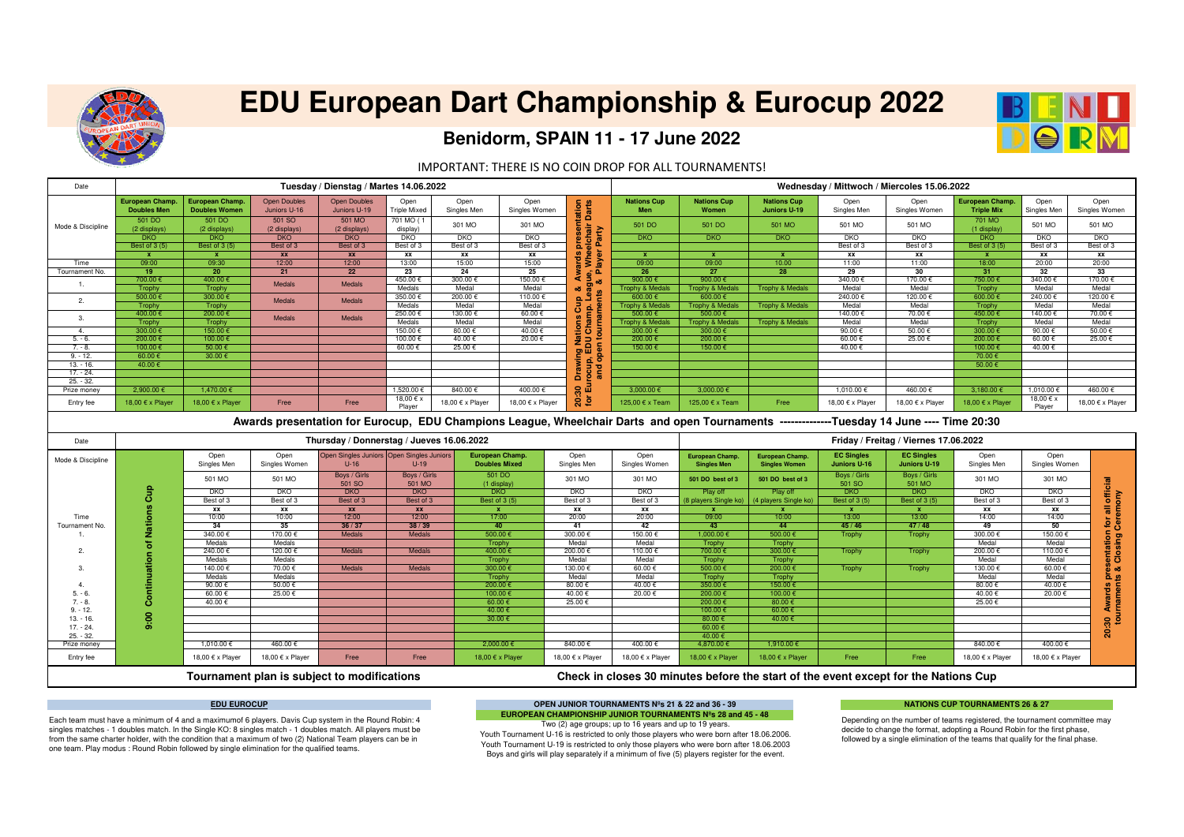# EDU European Dart Championship & Eurocup 2022

## Benidorm, SPAIN 11 - 17 June 2022

IMPORTANT: THERE IS NO COIN DROP FOR ALL TOURNAMENTS!

| Date | Tuesday / Dienstag / Martes 14.06.2022 | | | | | | | | Wednesday / Mittwoch / Miercoles 15.06.2022 | | | | | | | |
|---|---|---|---|---|---|---|---|---|---|---|---|---|---|---|---|---|
| Mode & Discipline | European Champ. Doubles Men | European Champ. Doubles Women | Open Doubles Juniors U-16 | Open Doubles Juniors U-19 | Open Triple Mixed | Open Singles Men | Open Singles Women | 20:30 Drawing Nations Cup & Awards presentation for Eurocup, EDU Champ. League, Wheelchair Darts and open tournaments & Player Party | Nations Cup Men | Nations Cup Women | Nations Cup Juniors U-19 | Open Singles Men | Open Singles Women | European Champ. Triple Mix | Open Singles Men | Open Singles Women |
| | 501 DO (2 displays) | 501 DO (2 displays) | 501 SO (2 displays) | 501 MO (2 displays) | 701 MO ( 1 display) | 301 MO | 301 MO | | 501 DO | 501 DO | 501 MO | 501 MO | 501 MO | 701 MO (1 display) | 501 MO | 501 MO |
| | DKO | DKO | DKO | DKO | DKO | DKO | DKO | | DKO | DKO | DKO | DKO | DKO | DKO | DKO | DKO |
| | Best of 3 (5) | Best of 3 (5) | Best of 3 | Best of 3 | Best of 3 | Best of 3 | Best of 3 | | | | | Best of 3 | Best of 3 | Best of 3 (5) | Best of 3 | Best of 3 |
| | x | x | xx | xx | xx | xx | xx | | x | x | x | xx | xx | x | xx | xx |
| Time | 09:00 | 09:30 | 12:00 | 12:00 | 13:00 | 15:00 | 15:00 | | 09:00 | 09:00 | 10.00 | 11:00 | 11:00 | 18:00 | 20:00 | 20:00 |
| Tournament No. | 19 | 20 | 21 | 22 | 23 | 24 | 25 | | 26 | 27 | 28 | 29 | 30 | 31 | 32 | 33 |
| 1. | 700.00 € | 400.00 € | Medals | Medals | 450.00 € | 300.00 € | 150.00 € | | 900.00 € | 900.00 € | | 340.00 € | 170.00 € | 750.00 € | 340.00 € | 170.00 € |
| | Trophy | Trophy | | | Medals | Medal | Medal | | Trophy & Medals | Trophy & Medals | Trophy & Medals | Medal | Medal | Trophy | Medal | Medal |
| 2. | 500.00 € | 300.00 € | Medals | Medals | 350.00 € | 200.00 € | 110.00 € | | 600.00 € | 600.00 € | | 240.00 € | 120.00 € | 600.00 € | 240.00 € | 120.00 € |
| | Trophy | Trophy | | | Medals | Medal | Medal | | Trophy & Medals | Trophy & Medals | Trophy & Medals | Medal | Medal | Trophy | Medal | Medal |
| 3. | 400.00 € | 200.00 € | Medals | Medals | 250.00 € | 130.00 € | 60.00 € | | 500.00 € | 500.00 € | | 140.00 € | 70.00 € | 450.00 € | 140.00 € | 70.00 € |
| | Trophy | Trophy | | | Medals | Medal | Medal | | Trophy & Medals | Trophy & Medals | Trophy & Medals | Medal | Medal | Trophy | Medal | Medal |
| 4. | 300.00 € | 150.00 € | | | 150.00 € | 80.00 € | 40.00 € | | 300.00 € | 300.00 € | | 90.00 € | 50.00 € | 300.00 € | 90.00 € | 50.00 € |
| 5. - 6. | 200.00 € | 100.00 € | | | 100.00 € | 40.00 € | 20.00 € | | 200.00 € | 200.00 € | | 60.00 € | 25.00 € | 200.00 € | 60.00 € | 25.00 € |
| 7. - 8. | 100.00 € | 50.00 € | | | 60.00 € | 25.00 € | | | 150.00 € | 150.00 € | | 40.00 € | | 100.00 € | 40.00 € | |
| 9. - 12. | 60.00 € | 30.00 € | | | | | | | | | | | | 70.00 € | | |
| 13. - 16. | 40.00 € | | | | | | | | | | | | | 50.00 € | | |
| 17. - 24. | | | | | | | | | | | | | | | | |
| 25. - 32. | | | | | | | | | | | | | | | | |
| Prize money | 2,900.00 € | 1,470.00 € | | | 1,520.00 € | 840.00 € | 400.00 € | | 3,000.00 € | 3,000.00 € | | 1,010.00 € | 460.00 € | 3,180.00 € | 1,010.00 € | 460.00 € |
| Entry fee | 18,00 € x Player | 18,00 € x Player | Free | Free | 18,00 € x Player | 18,00 € x Player | 18,00 € x Player | | 125,00 € x Team | 125,00 € x Team | Free | 18,00 € x Player | 18,00 € x Player | 18,00 € x Player | 18,00 € x Player | 18,00 € x Player |

**Awards presentation for Eurocup, EDU Champions League, Wheelchair Darts and open Tournaments -------------Tuesday 14 June ---- Time 20:30**

| Date | Thursday / Donnerstag / Jueves 16.06.2022 | | | | | | | | Friday / Freitag / Viernes 17.06.2022 | | | | | | |
|---|---|---|---|---|---|---|---|---|---|---|---|---|---|---|---|
| Mode & Discipline | 9:00 Continuation of Nations Cup | Open Singles Men | Open Singles Women | Open Singles Juniors U-16 | Open Singles Juniors U-19 | European Champ. Doubles Mixed | Open Singles Men | Open Singles Women | European Champ. Singles Men | European Champ. Singles Women | EC Singles Juniors U-16 | EC Singles Juniors U-19 | Open Singles Men | Open Singles Women | 20:30 Awards presentation for all official tournaments & Closing Ceremony |
| | | 501 MO | 501 MO | Boys / Girls 501 SO | Boys / Girls 501 MO | 501 DO (1 display) | 301 MO | 301 MO | 501 DO best of 3 | 501 DO best of 3 | Boys / Girls 501 SO | Boys / Girls 501 MO | 301 MO | 301 MO | |
| | | DKO | DKO | DKO | DKO | DKO | DKO | DKO | Play off | Play off | DKO | DKO | DKO | DKO | |
| | | Best of 3 | Best of 3 | Best of 3 | Best of 3 | Best of 3 (5) | Best of 3 | Best of 3 | (8 players Single ko) | (4 players Single ko) | Best of 3 (5) | Best of 3 (5) | Best of 3 | Best of 3 | |
| | | xx | xx | xx | xx | x | xx | xx | x | x | x | x | xx | xx | |
| Time | | 10:00 | 10:00 | 12:00 | 12:00 | 17:00 | 20:00 | 20:00 | 09:00 | 10:00 | 13:00 | 13:00 | 14:00 | 14:00 | |
| Tournament No. | | 34 | 35 | 36 / 37 | 38 / 39 | 40 | 41 | 42 | 43 | 44 | 45 / 46 | 47 / 48 | 49 | 50 | |
| 1. | | 340.00 € | 170.00 € | Medals | Medals | 500.00 € | 300.00 € | 150.00 € | 1,000.00 € | 500.00 € | Trophy | Trophy | 300.00 € | 150.00 € | |
| | | Medals | Medals | | | Trophy | Medal | Medal | Trophy | Trophy | | | Medal | Medal | |
| 2. | | 240.00 € | 120.00 € | Medals | Medals | 400.00 € | 200.00 € | 110.00 € | 700.00 € | 300.00 € | Trophy | Trophy | 200.00 € | 110.00 € | |
| | | Medals | Medals | | | Trophy | Medal | Medal | Trophy | Trophy | | | Medal | Medal | |
| 3. | | 140.00 € | 70.00 € | Medals | Medals | 300.00 € | 130.00 € | 60.00 € | 500.00 € | 200.00 € | Trophy | Trophy | 130.00 € | 60.00 € | |
| | | Medals | Medals | | | Trophy | Medal | Medal | Trophy | Trophy | | | Medal | Medal | |
| 4. | | 90.00 € | 50.00 € | | | 200.00 € | 80.00 € | 40.00 € | 350.00 € | 150.00 € | | | 80.00 € | 40.00 € | |
| 5. - 6. | | 60.00 € | 25.00 € | | | 100.00 € | 40.00 € | 20.00 € | 200.00 € | 100.00 € | | | 40.00 € | 20.00 € | |
| 7. - 8. | | 40.00 € | | | | 60.00 € | 25.00 € | | 200.00 € | 80.00 € | | | 25.00 € | | |
| 9. - 12. | | | | | | 40.00 € | | | 100.00 € | 60.00 € | | | | | |
| 13. - 16. | | | | | | 30.00 € | | | 80.00 € | 40.00 € | | | | | |
| 17. - 24. | | | | | | | | | 60.00 € | | | | | | |
| 25. - 32. | | | | | | | | | 40.00 € | | | | | | |
| Prize money | | 1,010.00 € | 460.00 € | | | 2,000.00 € | 840.00 € | 400.00 € | 4,870.00 € | 1,910.00 € | | | 840.00 € | 400.00 € | |
| Entry fee | | 18,00 € x Player | 18,00 € x Player | Free | Free | 18,00 € x Player | 18,00 € x Player | 18,00 € x Player | 18,00 € x Player | 18,00 € x Player | Free | Free | 18,00 € x Player | 18,00 € x Player | |

**Tournament plan is subject to modifications** **Check in closes 30 minutes before the start of the event except for the Nations Cup**

### EDU EUROCUP

Each team must have a minimum of 4 and a maximumof 6 players. Davis Cup system in the Round Robin: 4 singles matches - 1 doubles match. In the Single KO: 8 singles match - 1 doubles match. All players must be from the same charter holder, with the condition that a maximum of two (2) National Team players can be in one team. Play modus : Round Robin followed by single elimination for the qualified teams.

### OPEN JUNIOR TOURNAMENTS Nºs 21 & 22 and 36 - 39
### EUROPEAN CHAMPIONSHIP JUNIOR TOURNAMENTS Nºs 28 and 45 - 48

Two (2) age groups; up to 16 years and up to 19 years.
Youth Tournament U-16 is restricted to only those players who were born after 18.06.2006.
Youth Tournament U-19 is restricted to only those players who were born after 18.06.2003
Boys and girls will play separately if a minimum of five (5) players register for the event.

### NATIONS CUP TOURNAMENTS 26 & 27

Depending on the number of teams registered, the tournament committee may decide to change the format, adopting a Round Robin for the first phase, followed by a single elimination of the teams that qualify for the final phase.